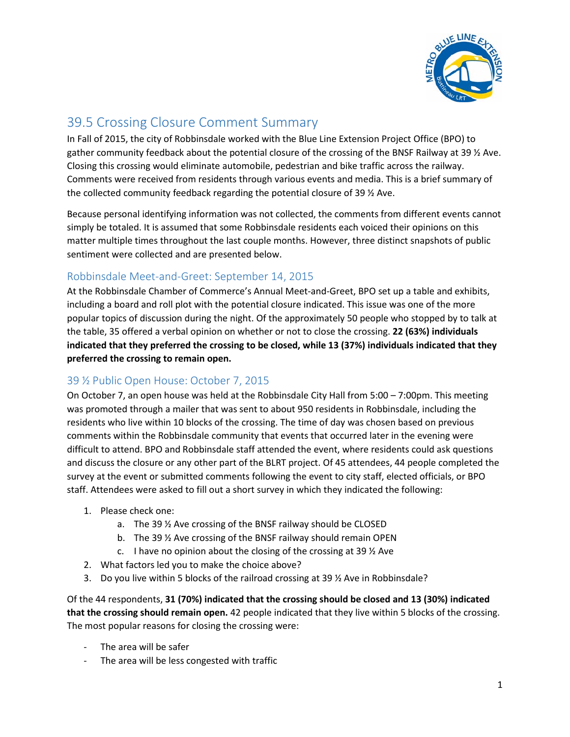# 39.5 Crossing Closure Comment Summary

In Fall of 2015, the city of Robbinsdale worked with the Blue Line Extension Project Office (BPO) to gather community feedback about the potential closure of the crossing of the BNSF Railway at 39 ½ Ave. Closing this crossing would eliminate automobile, pedestrian and bike traffic across the railway. Comments were received from residents through various events and media. This is a brief summary of the collected community feedback regarding the potential closure of 39 ½ Ave.

Because personal identifying information was not collected, the comments from different events cannot simply be totaled. It is assumed that some Robbinsdale residents each voiced their opinions on this matter multiple times throughout the last couple months. However, three distinct snapshots of public sentiment were collected and are presented below.

## Robbinsdale Meet-and-Greet: September 14, 2015

At the Robbinsdale Chamber of Commerce's Annual Meet-and-Greet, BPO set up a table and exhibits, including a board and roll plot with the potential closure indicated. This issue was one of the more popular topics of discussion during the night. Of the approximately 50 people who stopped by to talk at the table, 35 offered a verbal opinion on whether or not to close the crossing. **22 (63%) individuals indicated that they preferred the crossing to be closed, while 13 (37%) individuals indicated that they preferred the crossing to remain open.**

## 39 ½ Public Open House: October 7, 2015

On October 7, an open house was held at the Robbinsdale City Hall from 5:00 – 7:00pm. This meeting was promoted through a mailer that was sent to about 950 residents in Robbinsdale, including the residents who live within 10 blocks of the crossing. The time of day was chosen based on previous comments within the Robbinsdale community that events that occurred later in the evening were difficult to attend. BPO and Robbinsdale staff attended the event, where residents could ask questions and discuss the closure or any other part of the BLRT project. Of 45 attendees, 44 people completed the survey at the event or submitted comments following the event to city staff, elected officials, or BPO staff. Attendees were asked to fill out a short survey in which they indicated the following:

1. Please check one:
   a. The 39 ½ Ave crossing of the BNSF railway should be CLOSED
   b. The 39 ½ Ave crossing of the BNSF railway should remain OPEN
   c. I have no opinion about the closing of the crossing at 39 ½ Ave
2. What factors led you to make the choice above?
3. Do you live within 5 blocks of the railroad crossing at 39 ½ Ave in Robbinsdale?

Of the 44 respondents, **31 (70%) indicated that the crossing should be closed and 13 (30%) indicated that the crossing should remain open.** 42 people indicated that they live within 5 blocks of the crossing. The most popular reasons for closing the crossing were:

- The area will be safer
- The area will be less congested with traffic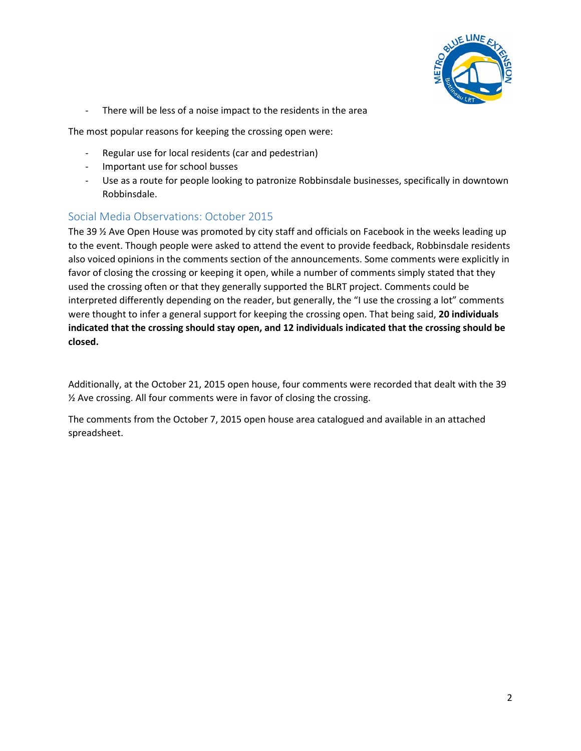- There will be less of a noise impact to the residents in the area

The most popular reasons for keeping the crossing open were:

- Regular use for local residents (car and pedestrian)
- Important use for school busses
- Use as a route for people looking to patronize Robbinsdale businesses, specifically in downtown Robbinsdale.

## Social Media Observations: October 2015

The 39 ½ Ave Open House was promoted by city staff and officials on Facebook in the weeks leading up to the event. Though people were asked to attend the event to provide feedback, Robbinsdale residents also voiced opinions in the comments section of the announcements. Some comments were explicitly in favor of closing the crossing or keeping it open, while a number of comments simply stated that they used the crossing often or that they generally supported the BLRT project. Comments could be interpreted differently depending on the reader, but generally, the "I use the crossing a lot" comments were thought to infer a general support for keeping the crossing open. That being said, **20 individuals indicated that the crossing should stay open, and 12 individuals indicated that the crossing should be closed.**

Additionally, at the October 21, 2015 open house, four comments were recorded that dealt with the 39 ½ Ave crossing. All four comments were in favor of closing the crossing.

The comments from the October 7, 2015 open house area catalogued and available in an attached spreadsheet.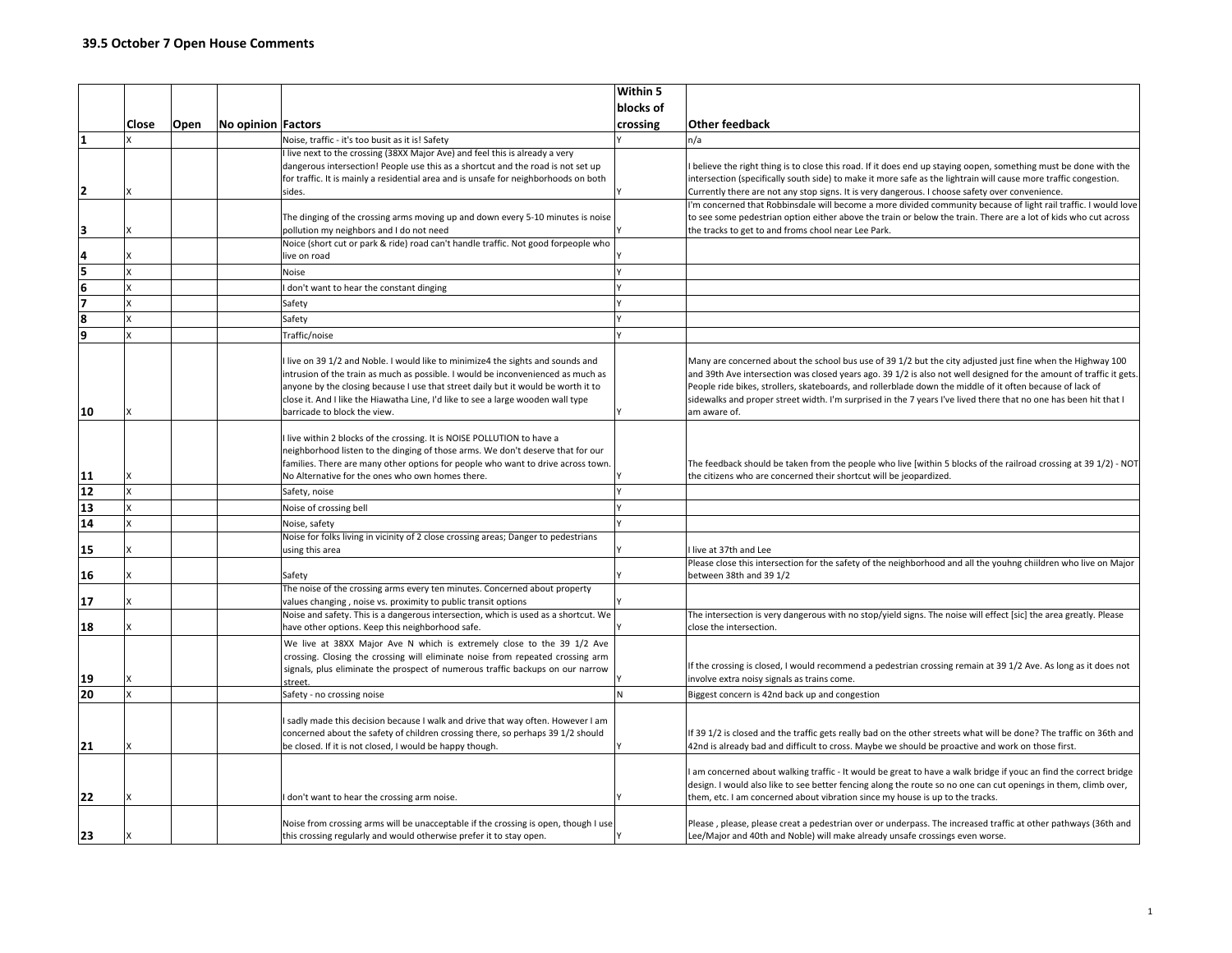## 39.5 October 7 Open House Comments

| | Close | Open | No opinion | Factors | Within 5 blocks of crossing | Other feedback |
|---|---|---|---|---|---|---|
| 1 | X | | | Noise, traffic - it's too busit as it is! Safety | Y | n/a |
| 2 | X | | | I live next to the crossing (38XX Major Ave) and feel this is already a very dangerous intersection! People use this as a shortcut and the road is not set up for traffic. It is mainly a residential area and is unsafe for neighborhoods on both sides. | Y | I believe the right thing is to close this road. If it does end up staying oopen, something must be done with the intersection (specifically south side) to make it more safe as the lightrain will cause more traffic congestion. Currently there are not any stop signs. It is very dangerous. I choose safety over convenience. |
| 3 | X | | | The dinging of the crossing arms moving up and down every 5-10 minutes is noise pollution my neighbors and I do not need | Y | I'm concerned that Robbinsdale will become a more divided community because of light rail traffic. I would love to see some pedestrian option either above the train or below the train. There are a lot of kids who cut across the tracks to get to and froms chool near Lee Park. |
| 4 | X | | | Noice (short cut or park & ride) road can't handle traffic. Not good forpeople who live on road | Y | |
| 5 | X | | | Noise | Y | |
| 6 | X | | | I don't want to hear the constant dinging | Y | |
| 7 | X | | | Safety | Y | |
| 8 | X | | | Safety | Y | |
| 9 | X | | | Traffic/noise | Y | |
| 10 | X | | | I live on 39 1/2 and Noble. I would like to minimize4 the sights and sounds and intrusion of the train as much as possible. I would be inconvenienced as much as anyone by the closing because I use that street daily but it would be worth it to close it. And I like the Hiawatha Line, I'd like to see a large wooden wall type barricade to block the view. | Y | Many are concerned about the school bus use of 39 1/2 but the city adjusted just fine when the Highway 100 and 39th Ave intersection was closed years ago. 39 1/2 is also not well designed for the amount of traffic it gets. People ride bikes, strollers, skateboards, and rollerblade down the middle of it often because of lack of sidewalks and proper street width. I'm surprised in the 7 years I've lived there that no one has been hit that I am aware of. |
| 11 | X | | | I live within 2 blocks of the crossing. It is NOISE POLLUTION to have a neighborhood listen to the dinging of those arms. We don't deserve that for our families. There are many other options for people who want to drive across town. No Alternative for the ones who own homes there. | Y | The feedback should be taken from the people who live [within 5 blocks of the railroad crossing at 39 1/2) - NOT the citizens who are concerned their shortcut will be jeopardized. |
| 12 | X | | | Safety, noise | Y | |
| 13 | X | | | Noise of crossing bell | Y | |
| 14 | X | | | Noise, safety | Y | |
| 15 | X | | | Noise for folks living in vicinity of 2 close crossing areas; Danger to pedestrians using this area | Y | I live at 37th and Lee |
| 16 | X | | | Safety | Y | Please close this intersection for the safety of the neighborhood and all the youhng chiildren who live on Major between 38th and 39 1/2 |
| 17 | X | | | The noise of the crossing arms every ten minutes. Concerned about property values changing , noise vs. proximity to public transit options | Y | |
| 18 | X | | | Noise and safety. This is a dangerous intersection, which is used as a shortcut. We have other options. Keep this neighborhood safe. | Y | The intersection is very dangerous with no stop/yield signs. The noise will effect [sic] the area greatly. Please close the intersection. |
| 19 | X | | | We live at 38XX Major Ave N which is extremely close to the 39 1/2 Ave crossing. Closing the crossing will eliminate noise from repeated crossing arm signals, plus eliminate the prospect of numerous traffic backups on our narrow street. | Y | If the crossing is closed, I would recommend a pedestrian crossing remain at 39 1/2 Ave. As long as it does not involve extra noisy signals as trains come. |
| 20 | X | | | Safety - no crossing noise | N | Biggest concern is 42nd back up and congestion |
| 21 | X | | | I sadly made this decision because I walk and drive that way often. However I am concerned about the safety of children crossing there, so perhaps 39 1/2 should be closed. If it is not closed, I would be happy though. | Y | If 39 1/2 is closed and the traffic gets really bad on the other streets what will be done? The traffic on 36th and 42nd is already bad and difficult to cross. Maybe we should be proactive and work on those first. |
| 22 | X | | | I don't want to hear the crossing arm noise. | Y | I am concerned about walking traffic - It would be great to have a walk bridge if youc an find the correct bridge design. I would also like to see better fencing along the route so no one can cut openings in them, climb over, them, etc. I am concerned about vibration since my house is up to the tracks. |
| 23 | X | | | Noise from crossing arms will be unacceptable if the crossing is open, though I use this crossing regularly and would otherwise prefer it to stay open. | Y | Please , please, please creat a pedestrian over or underpass. The increased traffic at other pathways (36th and Lee/Major and 40th and Noble) will make already unsafe crossings even worse. |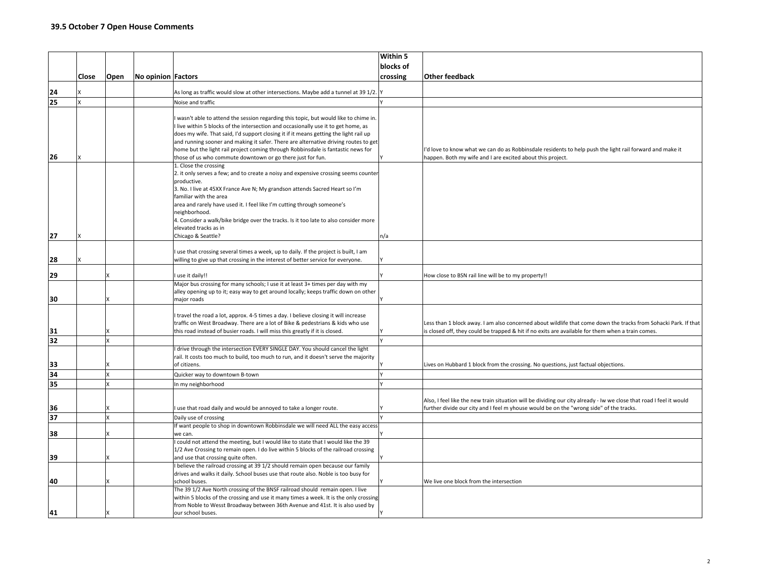## 39.5 October 7 Open House Comments

| | Close | Open | No opinion | Factors | Within 5 blocks of crossing | Other feedback |
|---|---|---|---|---|---|---|
| 24 | X | | | As long as traffic would slow at other intersections. Maybe add a tunnel at 39 1/2. | Y | |
| 25 | X | | | Noise and traffic | Y | |
| 26 | X | | | I wasn't able to attend the session regarding this topic, but would like to chime in. I live within 5 blocks of the intersection and occasionally use it to get home, as does my wife. That said, I'd support closing it if it means getting the light rail up and running sooner and making it safer. There are alternative driving routes to get home but the light rail project coming through Robbinsdale is fantastic news for those of us who commute downtown or go there just for fun. | Y | I'd love to know what we can do as Robbinsdale residents to help push the light rail forward and make it happen. Both my wife and I are excited about this project. |
| 27 | X | | | 1. Close the crossing<br>2. it only serves a few; and to create a noisy and expensive crossing seems counter productive.<br>3. No. I live at 45XX France Ave N; My grandson attends Sacred Heart so I'm familiar with the area<br>area and rarely have used it. I feel like I'm cutting through someone's neighborhood.<br>4. Consider a walk/bike bridge over the tracks. Is it too late to also consider more elevated tracks as in<br>Chicago & Seattle? | n/a | |
| 28 | X | | | I use that crossing several times a week, up to daily. If the project is built, I am willing to give up that crossing in the interest of better service for everyone. | Y | |
| 29 | | X | | I use it daily!! | Y | How close to BSN rail line will be to my property!! |
| 30 | | X | | Major bus crossing for many schools; I use it at least 3+ times per day with my alley opening up to it; easy way to get around locally; keeps traffic down on other major roads | Y | |
| 31 | | X | | I travel the road a lot, approx. 4-5 times a day. I believe closing it will increase traffic on West Broadway. There are a lot of Bike & pedestrians & kids who use this road instead of busier roads. I will miss this greatly if it is closed. | Y | Less than 1 block away. I am also concerned about wildlife that come down the tracks from Sohacki Park. If that is closed off, they could be trapped & hit if no exits are available for them when a train comes. |
| 32 | | X | | | Y | |
| 33 | | X | | I drive through the intersection EVERY SINGLE DAY. You should cancel the light rail. It costs too much to build, too much to run, and it doesn't serve the majority of citizens. | Y | Lives on Hubbard 1 block from the crossing. No questions, just factual objections. |
| 34 | | X | | Quicker way to downtown B-town | Y | |
| 35 | | X | | In my neighborhood | Y | |
| 36 | | X | | I use that road daily and would be annoyed to take a longer route. | Y | Also, I feel like the new train situation will be dividing our city already - Iw we close that road I feel it would further divide our city and I feel m yhouse would be on the "wrong side" of the tracks. |
| 37 | | X | | Daily use of crossing | Y | |
| 38 | | X | | If want people to shop in downtown Robbinsdale we will need ALL the easy access we can. | Y | |
| 39 | | X | | I could not attend the meeting, but I would like to state that I would like the 39 1/2 Ave Crossing to remain open. I do live within 5 blocks of the railroad crossing and use that crossing quite often. | Y | |
| 40 | | X | | I believe the railroad crossing at 39 1/2 should remain open because our family drives and walks it daily. School buses use that route also. Noble is too busy for school buses. | Y | We live one block from the intersection |
| 41 | | X | | The 39 1/2 Ave North crossing of the BNSF railroad should remain open. I live within 5 blocks of the crossing and use it many times a week. It is the only crossing from Noble to Wesst Broadway between 36th Avenue and 41st. It is also used by our school buses. | Y | |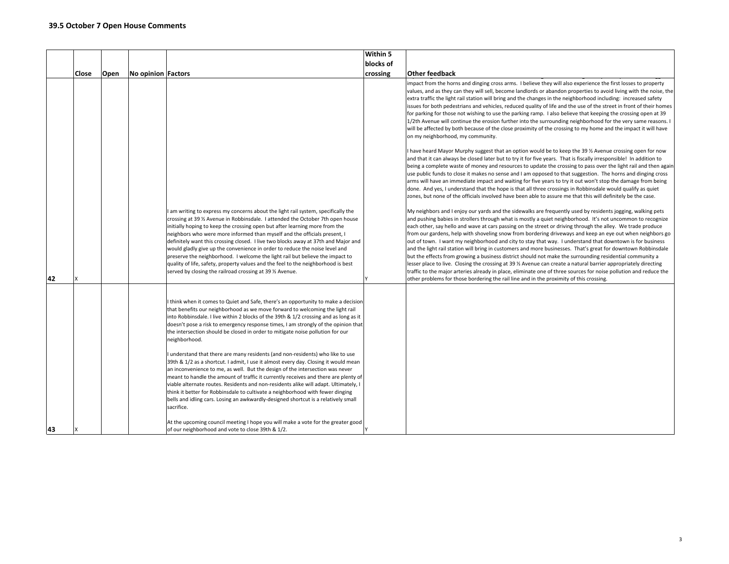## 39.5 October 7 Open House Comments

| | Close | Open | No opinion | Factors | Within 5 blocks of crossing | Other feedback |
|---|---|---|---|---|---|---|
| 42 | X | | | I am writing to express my concerns about the light rail system, specifically the crossing at 39 ½ Avenue in Robbinsdale. I attended the October 7th open house initially hoping to keep the crossing open but after learning more from the neighbors who were more informed than myself and the officials present, I definitely want this crossing closed. I live two blocks away at 37th and Major and would gladly give up the convenience in order to reduce the noise level and preserve the neighborhood. I welcome the light rail but believe the impact to quality of life, safety, property values and the feel to the neighborhood is best served by closing the railroad crossing at 39 ½ Avenue. | Y | impact from the horns and dinging cross arms. I believe they will also experience the first losses to property values, and as they can they will sell, become landlords or abandon properties to avoid living with the noise, the extra traffic the light rail station will bring and the changes in the neighborhood including: increased safety issues for both pedestrians and vehicles, reduced quality of life and the use of the street in front of their homes for parking for those not wishing to use the parking ramp. I also believe that keeping the crossing open at 39 1/2th Avenue will continue the erosion further into the surrounding neighborhood for the very same reasons. I will be affected by both because of the close proximity of the crossing to my home and the impact it will have on my neighborhood, my community.<br><br>I have heard Mayor Murphy suggest that an option would be to keep the 39 ½ Avenue crossing open for now and that it can always be closed later but to try it for five years. That is fiscally irresponsible! In addition to being a complete waste of money and resources to update the crossing to pass over the light rail and then again use public funds to close it makes no sense and I am opposed to that suggestion. The horns and dinging cross arms will have an immediate impact and waiting for five years to try it out won't stop the damage from being done. And yes, I understand that the hope is that all three crossings in Robbinsdale would qualify as quiet zones, but none of the officials involved have been able to assure me that this will definitely be the case.<br><br>My neighbors and I enjoy our yards and the sidewalks are frequently used by residents jogging, walking pets and pushing babies in strollers through what is mostly a quiet neighborhood. It's not uncommon to recognize each other, say hello and wave at cars passing on the street or driving through the alley. We trade produce from our gardens, help with shoveling snow from bordering driveways and keep an eye out when neighbors go out of town. I want my neighborhood and city to stay that way. I understand that downtown is for business and the light rail station will bring in customers and more businesses. That's great for downtown Robbinsdale but the effects from growing a business district should not make the surrounding residential community a lesser place to live. Closing the crossing at 39 ½ Avenue can create a natural barrier appropriately directing traffic to the major arteries already in place, eliminate one of three sources for noise pollution and reduce the other problems for those bordering the rail line and in the proximity of this crossing. |
| 43 | X | | | I think when it comes to Quiet and Safe, there's an opportunity to make a decision that benefits our neighborhood as we move forward to welcoming the light rail into Robbinsdale. I live within 2 blocks of the 39th & 1/2 crossing and as long as it doesn't pose a risk to emergency response times, I am strongly of the opinion that the intersection should be closed in order to mitigate noise pollution for our neighborhood.<br><br>I understand that there are many residents (and non-residents) who like to use 39th & 1/2 as a shortcut. I admit, I use it almost every day. Closing it would mean an inconvenience to me, as well. But the design of the intersection was never meant to handle the amount of traffic it currently receives and there are plenty of viable alternate routes. Residents and non-residents alike will adapt. Ultimately, I think it better for Robbinsdale to cultivate a neighborhood with fewer dinging bells and idling cars. Losing an awkwardly-designed shortcut is a relatively small sacrifice.<br><br>At the upcoming council meeting I hope you will make a vote for the greater good of our neighborhood and vote to close 39th & 1/2. | Y | |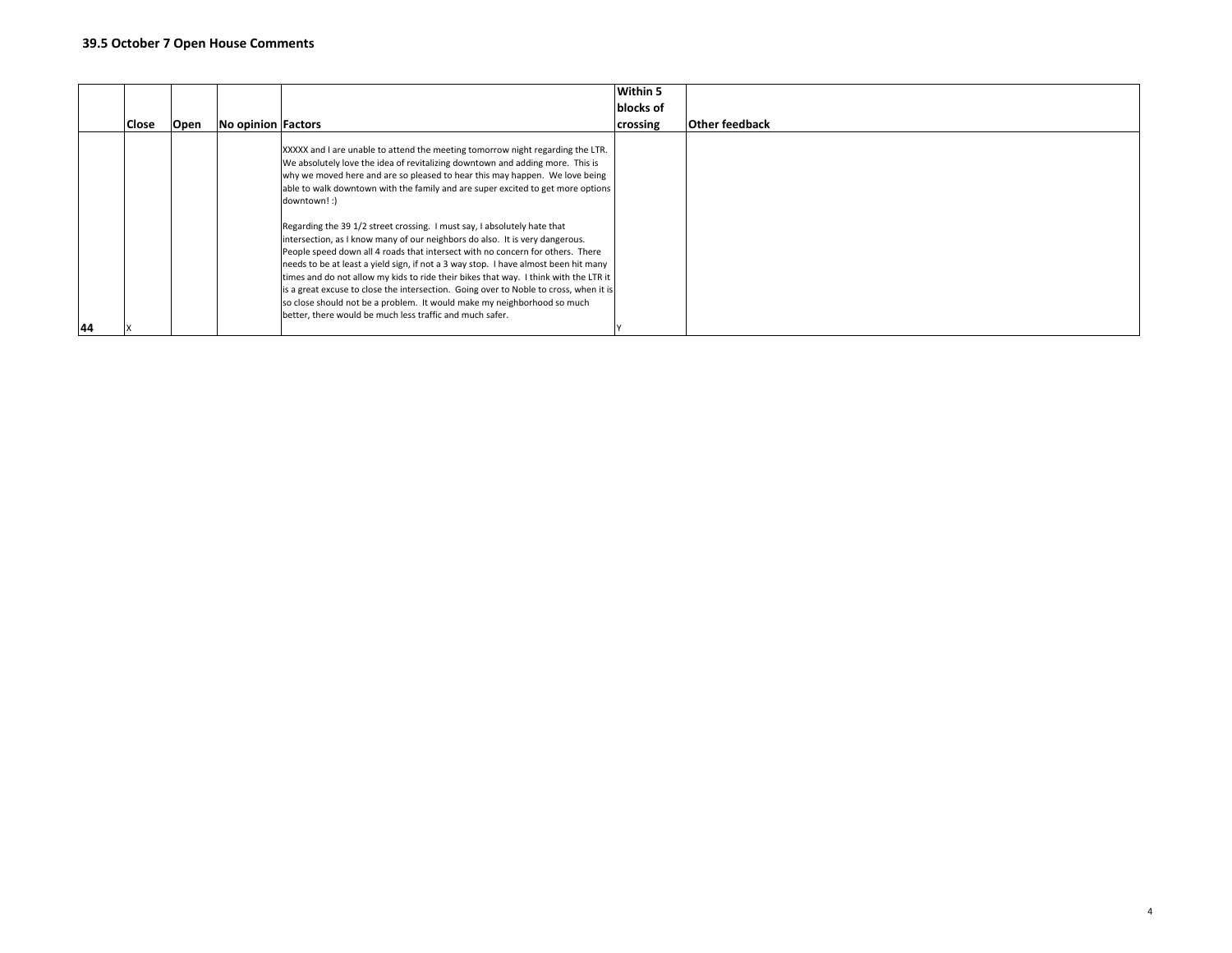**39.5 October 7 Open House Comments**

| | Close | Open | No opinion | Factors | Within 5 blocks of crossing | Other feedback |
|---|---|---|---|---|---|---|
| **44** | X | | | XXXXX and I are unable to attend the meeting tomorrow night regarding the LTR. We absolutely love the idea of revitalizing downtown and adding more. This is why we moved here and are so pleased to hear this may happen. We love being able to walk downtown with the family and are super excited to get more options downtown! :) <br><br> Regarding the 39 1/2 street crossing. I must say, I absolutely hate that intersection, as I know many of our neighbors do also. It is very dangerous. People speed down all 4 roads that intersect with no concern for others. There needs to be at least a yield sign, if not a 3 way stop. I have almost been hit many times and do not allow my kids to ride their bikes that way. I think with the LTR it is a great excuse to close the intersection. Going over to Noble to cross, when it is so close should not be a problem. It would make my neighborhood so much better, there would be much less traffic and much safer. | Y | |